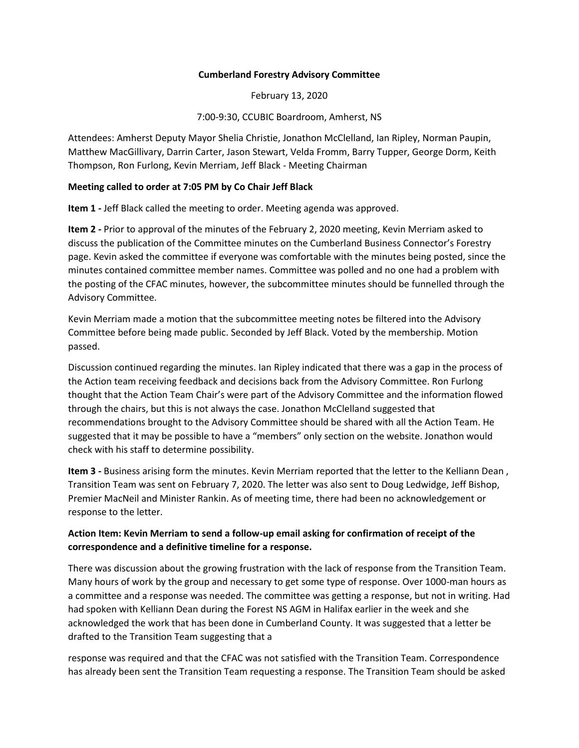**Cumberland Forestry Advisory Committee**

February 13, 2020

7:00-9:30, CCUBIC Boardroom, Amherst, NS

Attendees: Amherst Deputy Mayor Shelia Christie, Jonathon McClelland, Ian Ripley, Norman Paupin, Matthew MacGillivary, Darrin Carter, Jason Stewart, Velda Fromm, Barry Tupper, George Dorm, Keith Thompson, Ron Furlong, Kevin Merriam, Jeff Black - Meeting Chairman

**Meeting called to order at 7:05 PM by Co Chair Jeff Black**

**Item 1 -** Jeff Black called the meeting to order. Meeting agenda was approved.

**Item 2 -** Prior to approval of the minutes of the February 2, 2020 meeting, Kevin Merriam asked to discuss the publication of the Committee minutes on the Cumberland Business Connector's Forestry page. Kevin asked the committee if everyone was comfortable with the minutes being posted, since the minutes contained committee member names. Committee was polled and no one had a problem with the posting of the CFAC minutes, however, the subcommittee minutes should be funnelled through the Advisory Committee.

Kevin Merriam made a motion that the subcommittee meeting notes be filtered into the Advisory Committee before being made public. Seconded by Jeff Black. Voted by the membership. Motion passed.

Discussion continued regarding the minutes. Ian Ripley indicated that there was a gap in the process of the Action team receiving feedback and decisions back from the Advisory Committee. Ron Furlong thought that the Action Team Chair's were part of the Advisory Committee and the information flowed through the chairs, but this is not always the case. Jonathon McClelland suggested that recommendations brought to the Advisory Committee should be shared with all the Action Team. He suggested that it may be possible to have a "members" only section on the website. Jonathon would check with his staff to determine possibility.

**Item 3 -** Business arising form the minutes. Kevin Merriam reported that the letter to the Kelliann Dean , Transition Team was sent on February 7, 2020. The letter was also sent to Doug Ledwidge, Jeff Bishop, Premier MacNeil and Minister Rankin. As of meeting time, there had been no acknowledgement or response to the letter.

**Action Item: Kevin Merriam to send a follow-up email asking for confirmation of receipt of the correspondence and a definitive timeline for a response.**

There was discussion about the growing frustration with the lack of response from the Transition Team. Many hours of work by the group and necessary to get some type of response. Over 1000-man hours as a committee and a response was needed. The committee was getting a response, but not in writing. Had had spoken with Kelliann Dean during the Forest NS AGM in Halifax earlier in the week and she acknowledged the work that has been done in Cumberland County. It was suggested that a letter be drafted to the Transition Team suggesting that a

response was required and that the CFAC was not satisfied with the Transition Team. Correspondence has already been sent the Transition Team requesting a response. The Transition Team should be asked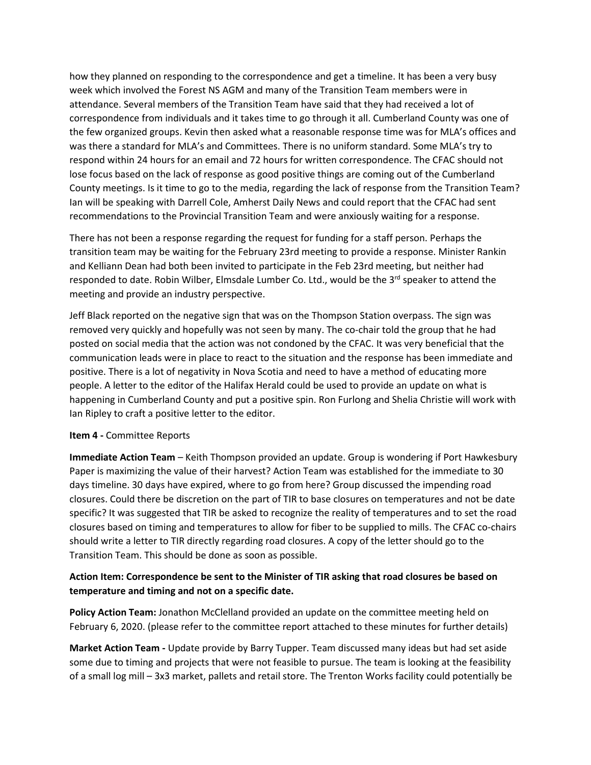how they planned on responding to the correspondence and get a timeline. It has been a very busy week which involved the Forest NS AGM and many of the Transition Team members were in attendance. Several members of the Transition Team have said that they had received a lot of correspondence from individuals and it takes time to go through it all. Cumberland County was one of the few organized groups. Kevin then asked what a reasonable response time was for MLA's offices and was there a standard for MLA's and Committees. There is no uniform standard. Some MLA's try to respond within 24 hours for an email and 72 hours for written correspondence. The CFAC should not lose focus based on the lack of response as good positive things are coming out of the Cumberland County meetings. Is it time to go to the media, regarding the lack of response from the Transition Team? Ian will be speaking with Darrell Cole, Amherst Daily News and could report that the CFAC had sent recommendations to the Provincial Transition Team and were anxiously waiting for a response.

There has not been a response regarding the request for funding for a staff person. Perhaps the transition team may be waiting for the February 23rd meeting to provide a response. Minister Rankin and Kelliann Dean had both been invited to participate in the Feb 23rd meeting, but neither had responded to date. Robin Wilber, Elmsdale Lumber Co. Ltd., would be the 3rd speaker to attend the meeting and provide an industry perspective.

Jeff Black reported on the negative sign that was on the Thompson Station overpass. The sign was removed very quickly and hopefully was not seen by many. The co-chair told the group that he had posted on social media that the action was not condoned by the CFAC. It was very beneficial that the communication leads were in place to react to the situation and the response has been immediate and positive. There is a lot of negativity in Nova Scotia and need to have a method of educating more people. A letter to the editor of the Halifax Herald could be used to provide an update on what is happening in Cumberland County and put a positive spin. Ron Furlong and Shelia Christie will work with Ian Ripley to craft a positive letter to the editor.

**Item 4 -** Committee Reports

**Immediate Action Team** – Keith Thompson provided an update. Group is wondering if Port Hawkesbury Paper is maximizing the value of their harvest? Action Team was established for the immediate to 30 days timeline. 30 days have expired, where to go from here? Group discussed the impending road closures. Could there be discretion on the part of TIR to base closures on temperatures and not be date specific? It was suggested that TIR be asked to recognize the reality of temperatures and to set the road closures based on timing and temperatures to allow for fiber to be supplied to mills. The CFAC co-chairs should write a letter to TIR directly regarding road closures. A copy of the letter should go to the Transition Team. This should be done as soon as possible.

**Action Item: Correspondence be sent to the Minister of TIR asking that road closures be based on temperature and timing and not on a specific date.**

**Policy Action Team:** Jonathon McClelland provided an update on the committee meeting held on February 6, 2020. (please refer to the committee report attached to these minutes for further details)

**Market Action Team -** Update provide by Barry Tupper. Team discussed many ideas but had set aside some due to timing and projects that were not feasible to pursue. The team is looking at the feasibility of a small log mill – 3x3 market, pallets and retail store. The Trenton Works facility could potentially be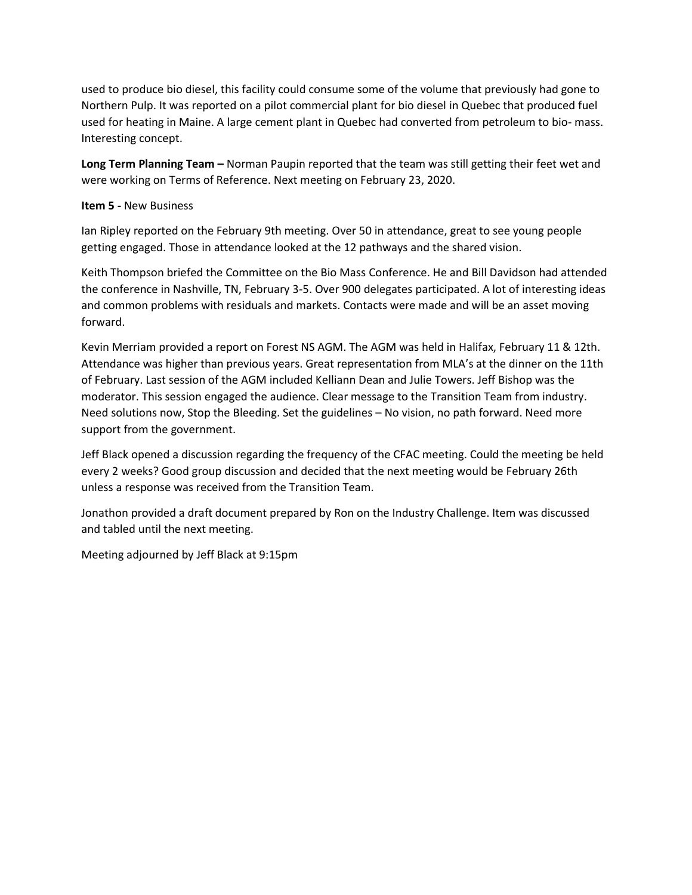used to produce bio diesel, this facility could consume some of the volume that previously had gone to Northern Pulp. It was reported on a pilot commercial plant for bio diesel in Quebec that produced fuel used for heating in Maine. A large cement plant in Quebec had converted from petroleum to bio- mass. Interesting concept.

**Long Term Planning Team –** Norman Paupin reported that the team was still getting their feet wet and were working on Terms of Reference. Next meeting on February 23, 2020.

**Item 5 -** New Business

Ian Ripley reported on the February 9th meeting. Over 50 in attendance, great to see young people getting engaged. Those in attendance looked at the 12 pathways and the shared vision.

Keith Thompson briefed the Committee on the Bio Mass Conference. He and Bill Davidson had attended the conference in Nashville, TN, February 3-5. Over 900 delegates participated. A lot of interesting ideas and common problems with residuals and markets. Contacts were made and will be an asset moving forward.

Kevin Merriam provided a report on Forest NS AGM. The AGM was held in Halifax, February 11 & 12th. Attendance was higher than previous years. Great representation from MLA's at the dinner on the 11th of February. Last session of the AGM included Kelliann Dean and Julie Towers. Jeff Bishop was the moderator. This session engaged the audience. Clear message to the Transition Team from industry. Need solutions now, Stop the Bleeding. Set the guidelines – No vision, no path forward. Need more support from the government.

Jeff Black opened a discussion regarding the frequency of the CFAC meeting. Could the meeting be held every 2 weeks? Good group discussion and decided that the next meeting would be February 26th unless a response was received from the Transition Team.

Jonathon provided a draft document prepared by Ron on the Industry Challenge. Item was discussed and tabled until the next meeting.

Meeting adjourned by Jeff Black at 9:15pm